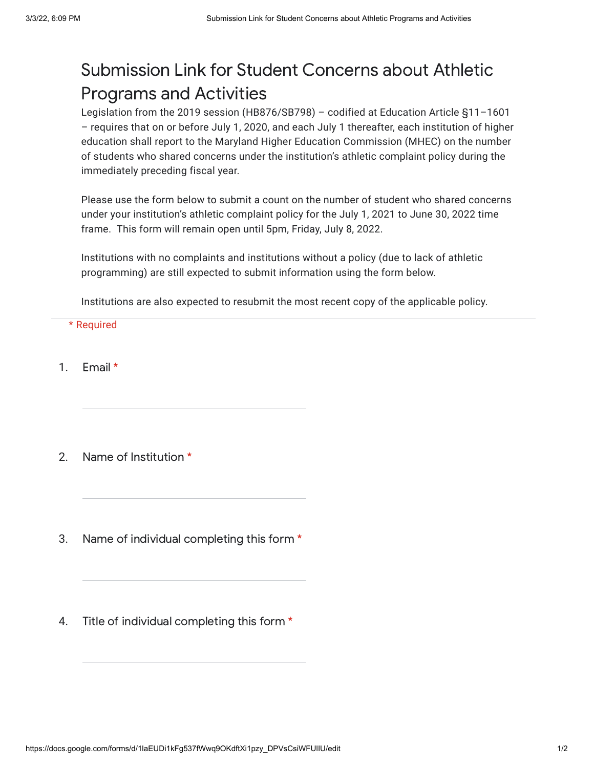# Submission Link for Student Concerns about Athletic Programs and Activities

Legislation from the 2019 session (HB876/SB798) – codified at Education Article §11–1601 – requires that on or before July 1, 2020, and each July 1 thereafter, each institution of higher education shall report to the Maryland Higher Education Commission (MHEC) on the number of students who shared concerns under the institution's athletic complaint policy during the immediately preceding fiscal year.

Please use the form below to submit a count on the number of student who shared concerns under your institution's athletic complaint policy for the July 1, 2021 to June 30, 2022 time frame. This form will remain open until 5pm, Friday, July 8, 2022.

Institutions with no complaints and institutions without a policy (due to lack of athletic programming) are still expected to submit information using the form below.

Institutions are also expected to resubmit the most recent copy of the applicable policy.

* Required

1. Email *

2. Name of Institution *

3. Name of individual completing this form *

4. Title of individual completing this form *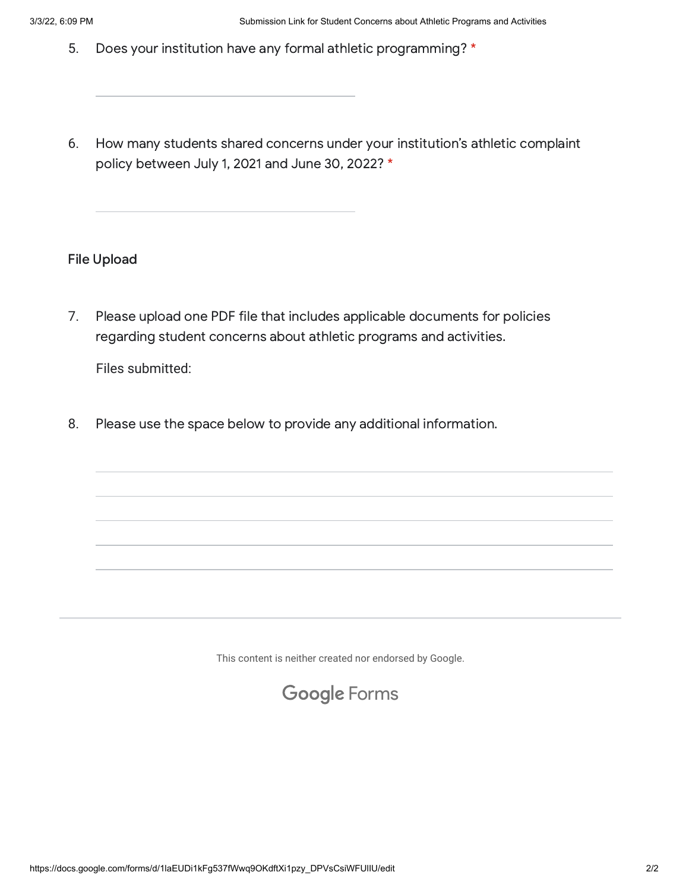5. Does your institution have any formal athletic programming? *

6. How many students shared concerns under your institution's athletic complaint policy between July 1, 2021 and June 30, 2022? *

### File Upload

7. Please upload one PDF file that includes applicable documents for policies regarding student concerns about athletic programs and activities.

   Files submitted:

8. Please use the space below to provide any additional information.

This content is neither created nor endorsed by Google.

Google Forms